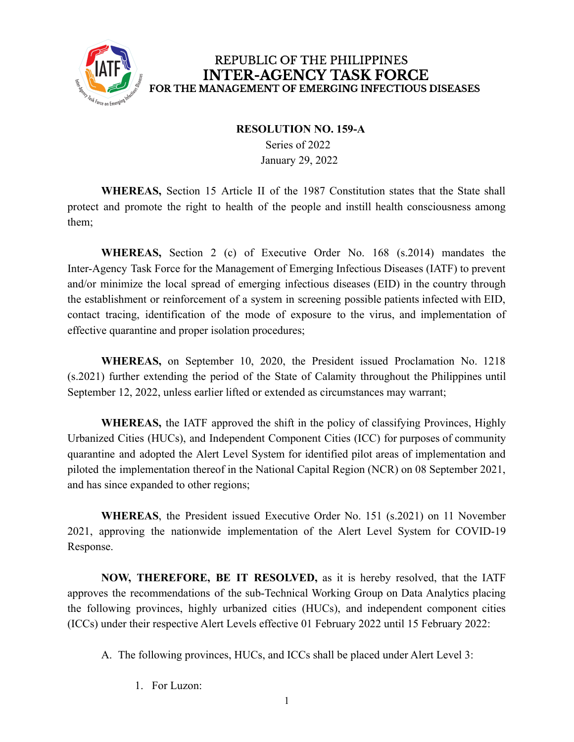REPUBLIC OF THE PHILIPPINES
# INTER-AGENCY TASK FORCE
## FOR THE MANAGEMENT OF EMERGING INFECTIOUS DISEASES

**RESOLUTION NO. 159-A**
Series of 2022
January 29, 2022

**WHEREAS,** Section 15 Article II of the 1987 Constitution states that the State shall protect and promote the right to health of the people and instill health consciousness among them;

**WHEREAS,** Section 2 (c) of Executive Order No. 168 (s.2014) mandates the Inter-Agency Task Force for the Management of Emerging Infectious Diseases (IATF) to prevent and/or minimize the local spread of emerging infectious diseases (EID) in the country through the establishment or reinforcement of a system in screening possible patients infected with EID, contact tracing, identification of the mode of exposure to the virus, and implementation of effective quarantine and proper isolation procedures;

**WHEREAS,** on September 10, 2020, the President issued Proclamation No. 1218 (s.2021) further extending the period of the State of Calamity throughout the Philippines until September 12, 2022, unless earlier lifted or extended as circumstances may warrant;

**WHEREAS,** the IATF approved the shift in the policy of classifying Provinces, Highly Urbanized Cities (HUCs), and Independent Component Cities (ICC) for purposes of community quarantine and adopted the Alert Level System for identified pilot areas of implementation and piloted the implementation thereof in the National Capital Region (NCR) on 08 September 2021, and has since expanded to other regions;

**WHEREAS**, the President issued Executive Order No. 151 (s.2021) on 11 November 2021, approving the nationwide implementation of the Alert Level System for COVID-19 Response.

**NOW, THEREFORE, BE IT RESOLVED,** as it is hereby resolved, that the IATF approves the recommendations of the sub-Technical Working Group on Data Analytics placing the following provinces, highly urbanized cities (HUCs), and independent component cities (ICCs) under their respective Alert Levels effective 01 February 2022 until 15 February 2022:

A. The following provinces, HUCs, and ICCs shall be placed under Alert Level 3:

1. For Luzon: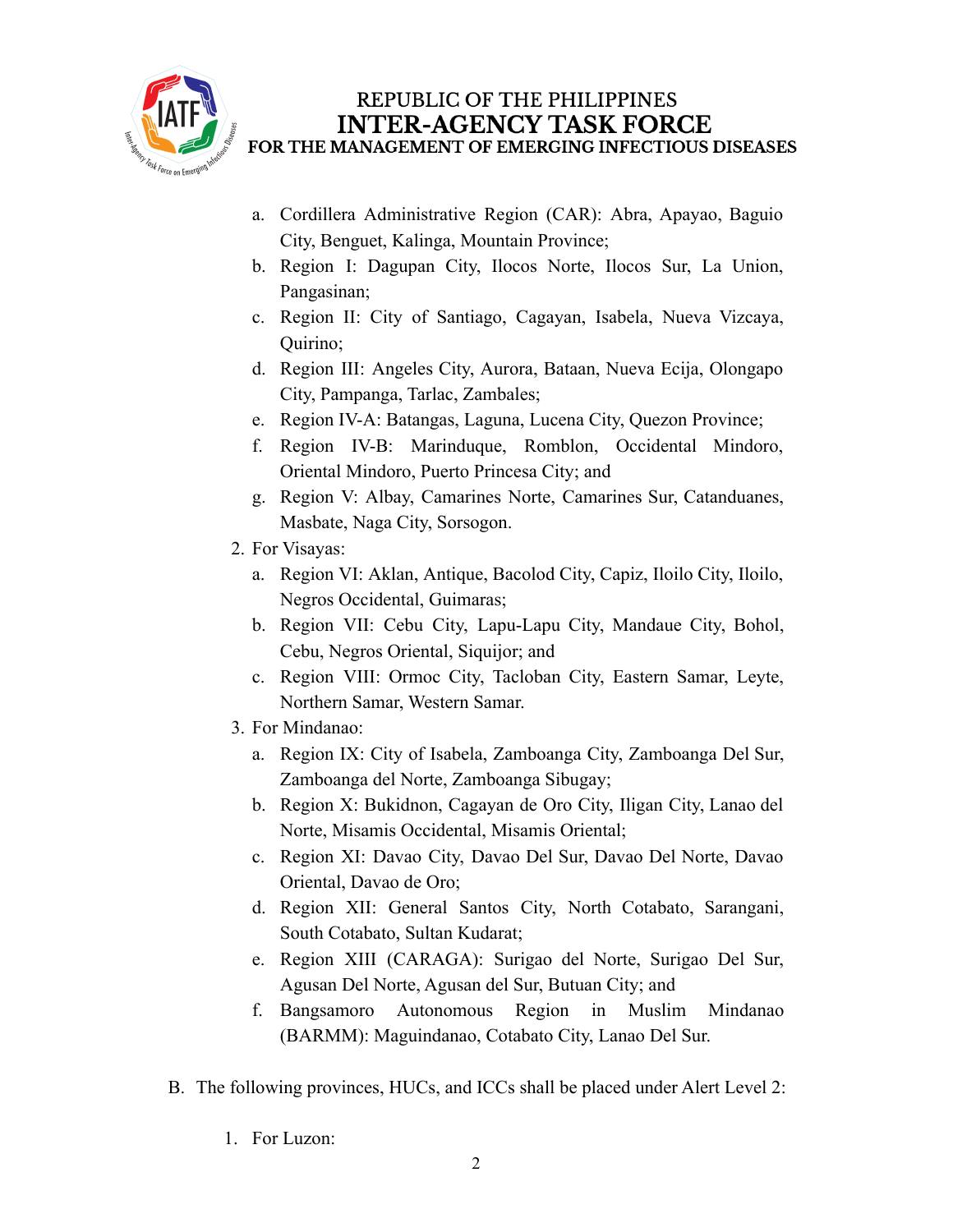a. Cordillera Administrative Region (CAR): Abra, Apayao, Baguio City, Benguet, Kalinga, Mountain Province;
   b. Region I: Dagupan City, Ilocos Norte, Ilocos Sur, La Union, Pangasinan;
   c. Region II: City of Santiago, Cagayan, Isabela, Nueva Vizcaya, Quirino;
   d. Region III: Angeles City, Aurora, Bataan, Nueva Ecija, Olongapo City, Pampanga, Tarlac, Zambales;
   e. Region IV-A: Batangas, Laguna, Lucena City, Quezon Province;
   f. Region IV-B: Marinduque, Romblon, Occidental Mindoro, Oriental Mindoro, Puerto Princesa City; and
   g. Region V: Albay, Camarines Norte, Camarines Sur, Catanduanes, Masbate, Naga City, Sorsogon.

2. For Visayas:
   a. Region VI: Aklan, Antique, Bacolod City, Capiz, Iloilo City, Iloilo, Negros Occidental, Guimaras;
   b. Region VII: Cebu City, Lapu-Lapu City, Mandaue City, Bohol, Cebu, Negros Oriental, Siquijor; and
   c. Region VIII: Ormoc City, Tacloban City, Eastern Samar, Leyte, Northern Samar, Western Samar.

3. For Mindanao:
   a. Region IX: City of Isabela, Zamboanga City, Zamboanga Del Sur, Zamboanga del Norte, Zamboanga Sibugay;
   b. Region X: Bukidnon, Cagayan de Oro City, Iligan City, Lanao del Norte, Misamis Occidental, Misamis Oriental;
   c. Region XI: Davao City, Davao Del Sur, Davao Del Norte, Davao Oriental, Davao de Oro;
   d. Region XII: General Santos City, North Cotabato, Sarangani, South Cotabato, Sultan Kudarat;
   e. Region XIII (CARAGA): Surigao del Norte, Surigao Del Sur, Agusan Del Norte, Agusan del Sur, Butuan City; and
   f. Bangsamoro Autonomous Region in Muslim Mindanao (BARMM): Maguindanao, Cotabato City, Lanao Del Sur.

B. The following provinces, HUCs, and ICCs shall be placed under Alert Level 2:

1. For Luzon: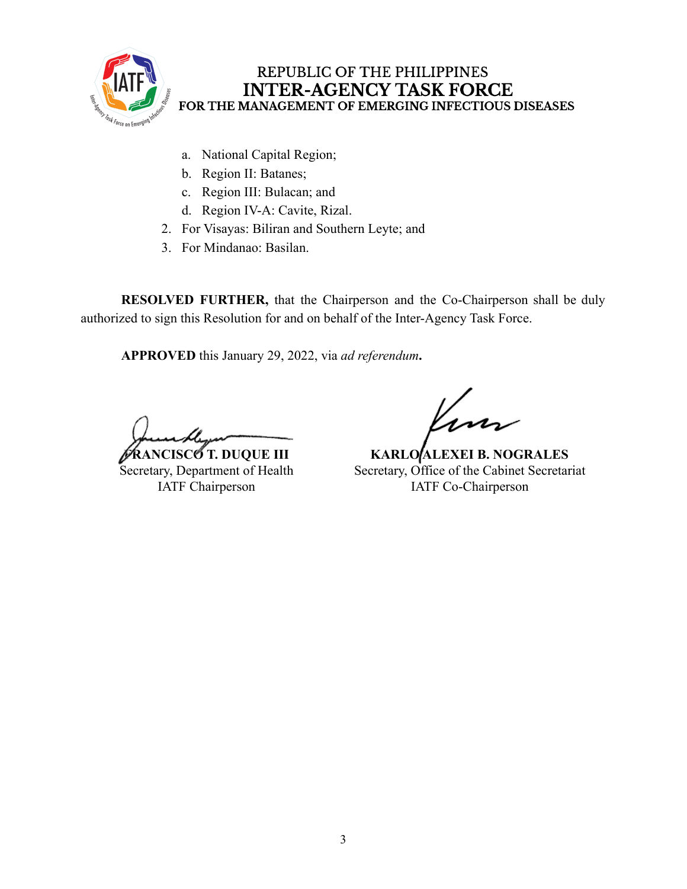a. National Capital Region;
b. Region II: Batanes;
c. Region III: Bulacan; and
d. Region IV-A: Cavite, Rizal.

2. For Visayas: Biliran and Southern Leyte; and
3. For Mindanao: Basilan.

**RESOLVED FURTHER,** that the Chairperson and the Co-Chairperson shall be duly authorized to sign this Resolution for and on behalf of the Inter-Agency Task Force.

**APPROVED** this January 29, 2022, via *ad referendum***.**

**FRANCISCO T. DUQUE III**
Secretary, Department of Health
IATF Chairperson

**KARLO ALEXEI B. NOGRALES**
Secretary, Office of the Cabinet Secretariat
IATF Co-Chairperson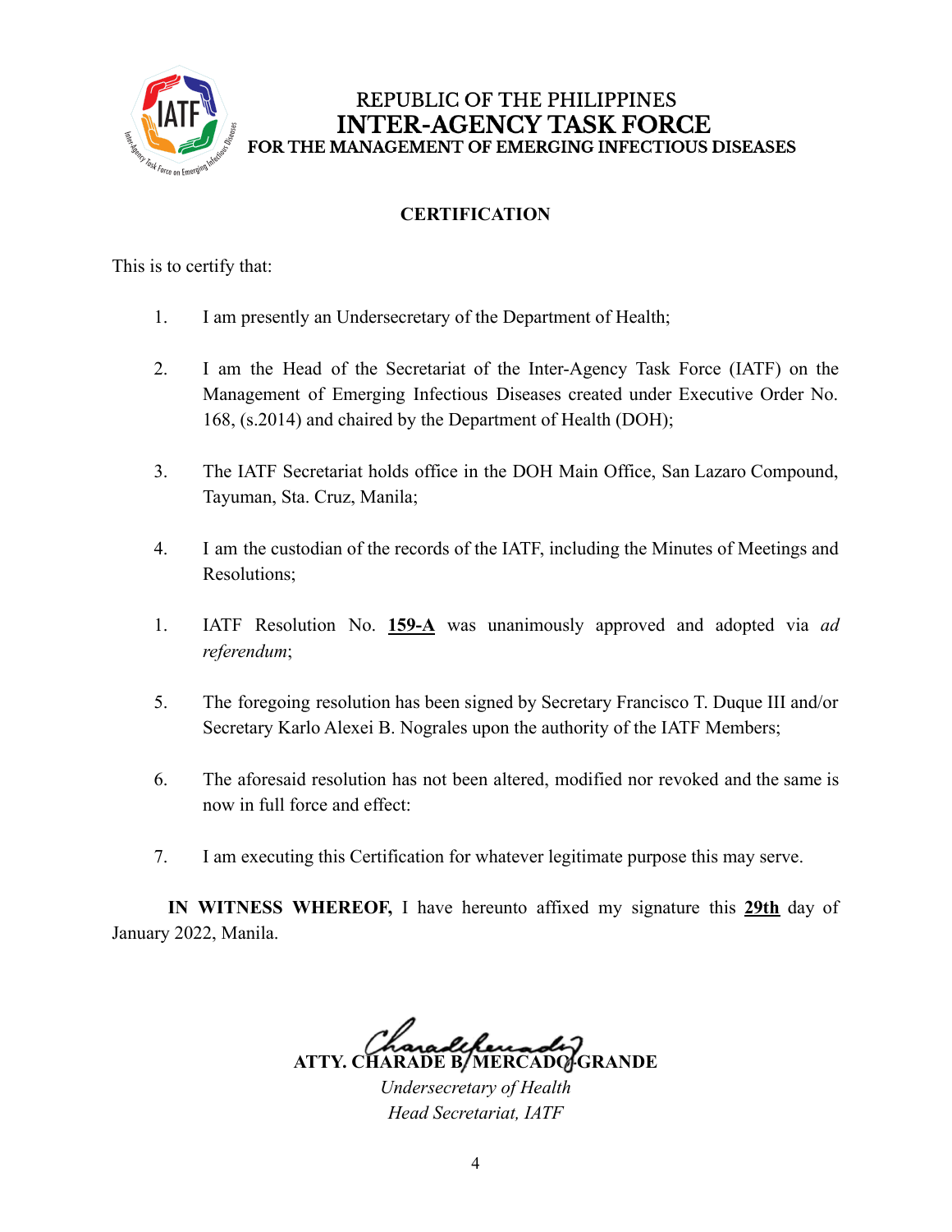REPUBLIC OF THE PHILIPPINES
**INTER-AGENCY TASK FORCE**
**FOR THE MANAGEMENT OF EMERGING INFECTIOUS DISEASES**

## CERTIFICATION

This is to certify that:

1. I am presently an Undersecretary of the Department of Health;

2. I am the Head of the Secretariat of the Inter-Agency Task Force (IATF) on the Management of Emerging Infectious Diseases created under Executive Order No. 168, (s.2014) and chaired by the Department of Health (DOH);

3. The IATF Secretariat holds office in the DOH Main Office, San Lazaro Compound, Tayuman, Sta. Cruz, Manila;

4. I am the custodian of the records of the IATF, including the Minutes of Meetings and Resolutions;

1. IATF Resolution No. **159-A** was unanimously approved and adopted via *ad referendum*;

5. The foregoing resolution has been signed by Secretary Francisco T. Duque III and/or Secretary Karlo Alexei B. Nograles upon the authority of the IATF Members;

6. The aforesaid resolution has not been altered, modified nor revoked and the same is now in full force and effect:

7. I am executing this Certification for whatever legitimate purpose this may serve.

**IN WITNESS WHEREOF,** I have hereunto affixed my signature this **29th** day of January 2022, Manila.

**ATTY. CHARADE B. MERCADO-GRANDE**
*Undersecretary of Health*
*Head Secretariat, IATF*